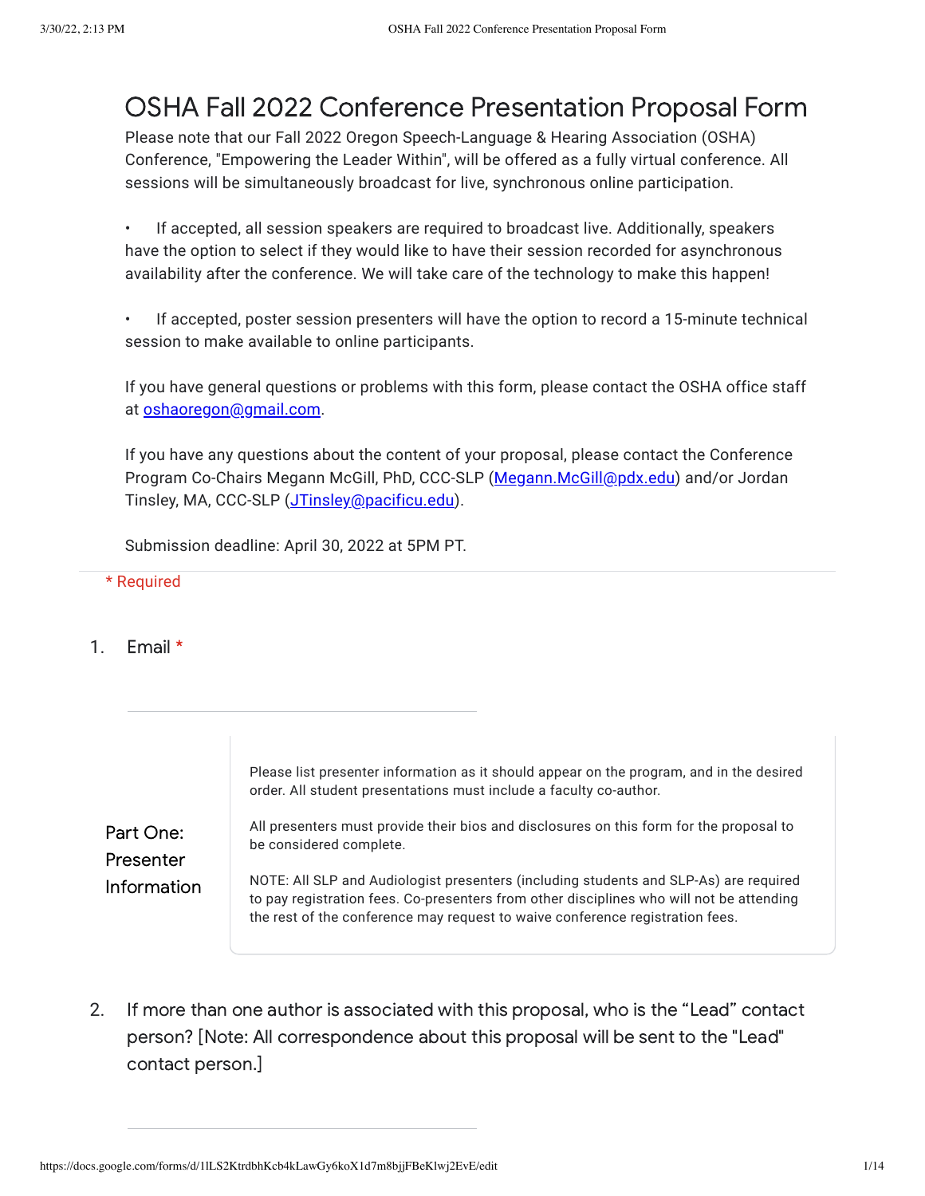# OSHA Fall 2022 Conference Presentation Proposal Form

Please note that our Fall 2022 Oregon Speech-Language & Hearing Association (OSHA) Conference, "Empowering the Leader Within", will be offered as a fully virtual conference. All sessions will be simultaneously broadcast for live, synchronous online participation.

- If accepted, all session speakers are required to broadcast live. Additionally, speakers have the option to select if they would like to have their session recorded for asynchronous availability after the conference. We will take care of the technology to make this happen!

- If accepted, poster session presenters will have the option to record a 15-minute technical session to make available to online participants.

If you have general questions or problems with this form, please contact the OSHA office staff at oshaoregon@gmail.com.

If you have any questions about the content of your proposal, please contact the Conference Program Co-Chairs Megann McGill, PhD, CCC-SLP (Megann.McGill@pdx.edu) and/or Jordan Tinsley, MA, CCC-SLP (JTinsley@pacificu.edu).

Submission deadline: April 30, 2022 at 5PM PT.

\* Required

1. Email \*

## Part One: Presenter Information

Please list presenter information as it should appear on the program, and in the desired order. All student presentations must include a faculty co-author.

All presenters must provide their bios and disclosures on this form for the proposal to be considered complete.

NOTE: All SLP and Audiologist presenters (including students and SLP-As) are required to pay registration fees. Co-presenters from other disciplines who will not be attending the rest of the conference may request to waive conference registration fees.

2. If more than one author is associated with this proposal, who is the "Lead" contact person? [Note: All correspondence about this proposal will be sent to the "Lead" contact person.]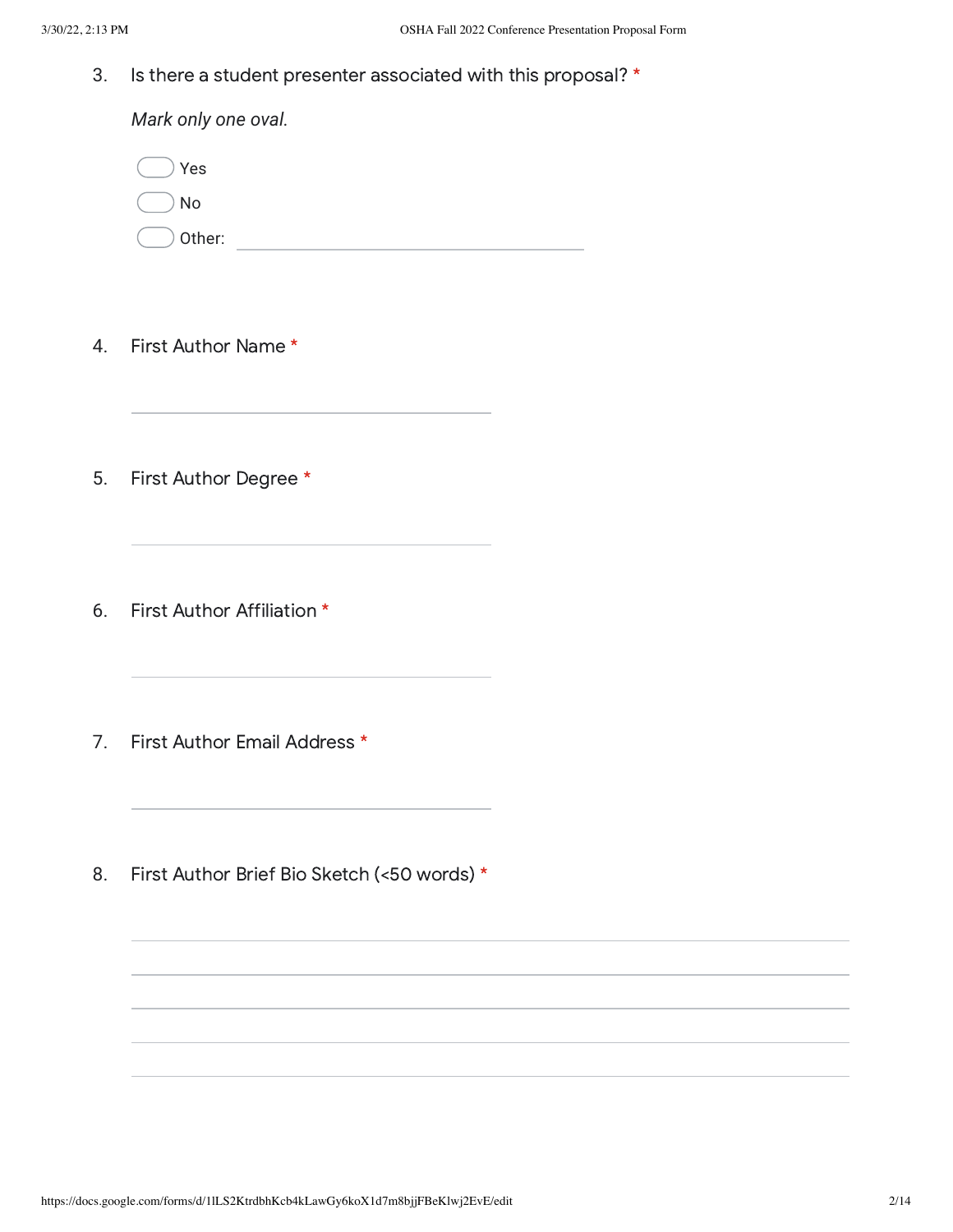3. Is there a student presenter associated with this proposal? *

*Mark only one oval.*

- Yes
- No
- Other: ______________________

4. First Author Name *

_______________________________

5. First Author Degree *

_______________________________

6. First Author Affiliation *

_______________________________

7. First Author Email Address *

_______________________________

8. First Author Brief Bio Sketch (<50 words) *

_______________________________________________________________

_______________________________________________________________

_______________________________________________________________

_______________________________________________________________

_______________________________________________________________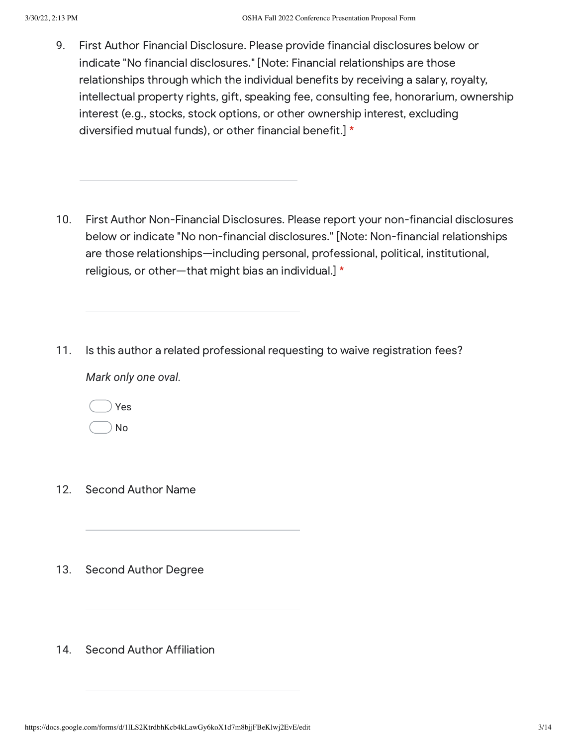9. First Author Financial Disclosure. Please provide financial disclosures below or indicate "No financial disclosures." [Note: Financial relationships are those relationships through which the individual benefits by receiving a salary, royalty, intellectual property rights, gift, speaking fee, consulting fee, honorarium, ownership interest (e.g., stocks, stock options, or other ownership interest, excluding diversified mutual funds), or other financial benefit.] *

10. First Author Non-Financial Disclosures. Please report your non-financial disclosures below or indicate "No non-financial disclosures." [Note: Non-financial relationships are those relationships—including personal, professional, political, institutional, religious, or other—that might bias an individual.] *

11. Is this author a related professional requesting to waive registration fees?

*Mark only one oval.*

- Yes
- No

12. Second Author Name

13. Second Author Degree

14. Second Author Affiliation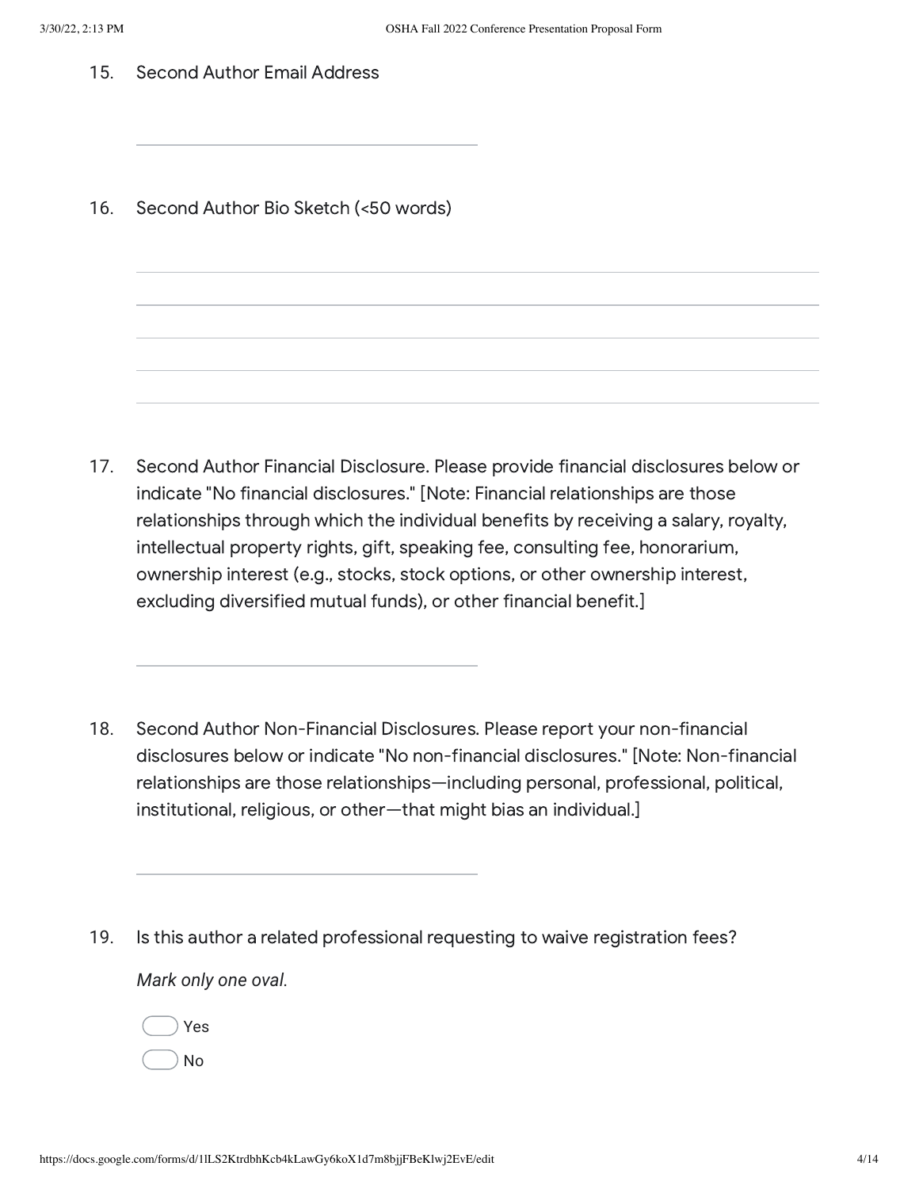15. Second Author Email Address

_______________________________

16. Second Author Bio Sketch (<50 words)

_______________________________

17. Second Author Financial Disclosure. Please provide financial disclosures below or indicate "No financial disclosures." [Note: Financial relationships are those relationships through which the individual benefits by receiving a salary, royalty, intellectual property rights, gift, speaking fee, consulting fee, honorarium, ownership interest (e.g., stocks, stock options, or other ownership interest, excluding diversified mutual funds), or other financial benefit.]

_______________________________

18. Second Author Non-Financial Disclosures. Please report your non-financial disclosures below or indicate "No non-financial disclosures." [Note: Non-financial relationships are those relationships—including personal, professional, political, institutional, religious, or other—that might bias an individual.]

_______________________________

19. Is this author a related professional requesting to waive registration fees?

*Mark only one oval.*

- ◯ Yes
- ◯ No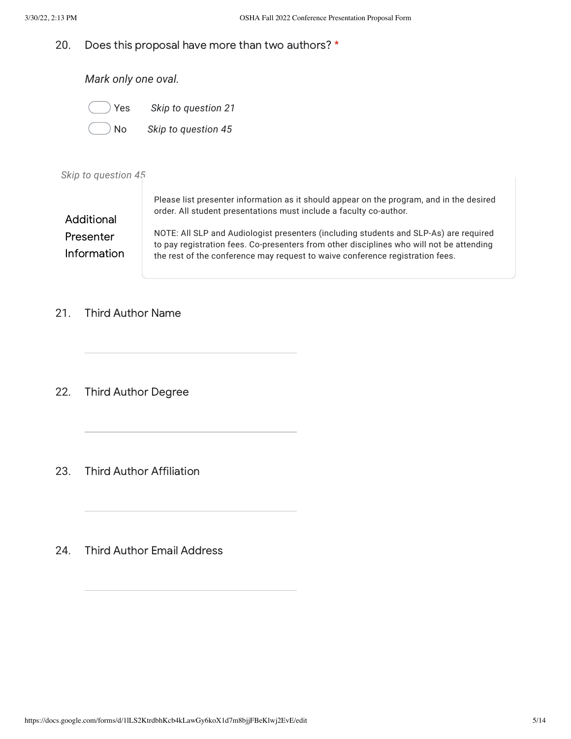20. Does this proposal have more than two authors? *

*Mark only one oval.*

- ⬭ Yes *Skip to question 21*
- ⬭ No *Skip to question 45*

*Skip to question 45*

### Additional Presenter Information

Please list presenter information as it should appear on the program, and in the desired order. All student presentations must include a faculty co-author.

NOTE: All SLP and Audiologist presenters (including students and SLP-As) are required to pay registration fees. Co-presenters from other disciplines who will not be attending the rest of the conference may request to waive conference registration fees.

21. Third Author Name

\_\_\_\_\_\_\_\_\_\_\_\_\_\_\_\_\_\_\_\_\_\_\_\_\_\_\_\_\_\_\_\_

22. Third Author Degree

\_\_\_\_\_\_\_\_\_\_\_\_\_\_\_\_\_\_\_\_\_\_\_\_\_\_\_\_\_\_\_\_

23. Third Author Affiliation

\_\_\_\_\_\_\_\_\_\_\_\_\_\_\_\_\_\_\_\_\_\_\_\_\_\_\_\_\_\_\_\_

24. Third Author Email Address

\_\_\_\_\_\_\_\_\_\_\_\_\_\_\_\_\_\_\_\_\_\_\_\_\_\_\_\_\_\_\_\_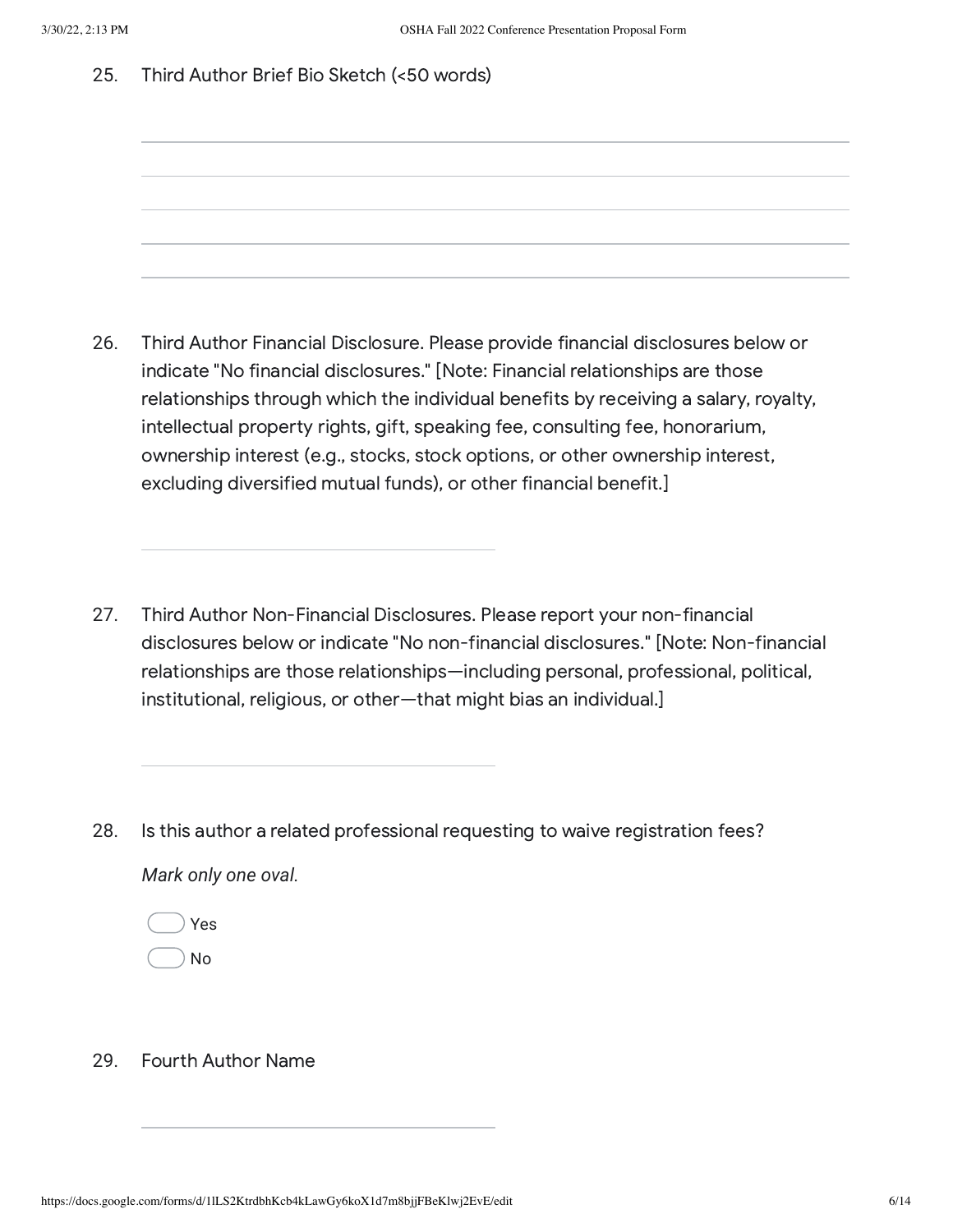25. Third Author Brief Bio Sketch (<50 words)

26. Third Author Financial Disclosure. Please provide financial disclosures below or indicate "No financial disclosures." [Note: Financial relationships are those relationships through which the individual benefits by receiving a salary, royalty, intellectual property rights, gift, speaking fee, consulting fee, honorarium, ownership interest (e.g., stocks, stock options, or other ownership interest, excluding diversified mutual funds), or other financial benefit.]

27. Third Author Non-Financial Disclosures. Please report your non-financial disclosures below or indicate "No non-financial disclosures." [Note: Non-financial relationships are those relationships—including personal, professional, political, institutional, religious, or other—that might bias an individual.]

28. Is this author a related professional requesting to waive registration fees?

*Mark only one oval.*

- Yes
- No

29. Fourth Author Name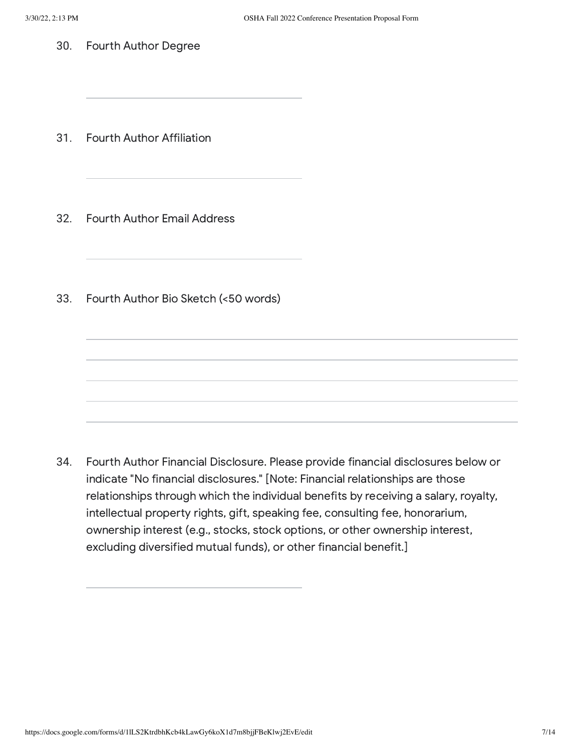30. Fourth Author Degree

31. Fourth Author Affiliation

32. Fourth Author Email Address

33. Fourth Author Bio Sketch (<50 words)

34. Fourth Author Financial Disclosure. Please provide financial disclosures below or indicate "No financial disclosures." [Note: Financial relationships are those relationships through which the individual benefits by receiving a salary, royalty, intellectual property rights, gift, speaking fee, consulting fee, honorarium, ownership interest (e.g., stocks, stock options, or other ownership interest, excluding diversified mutual funds), or other financial benefit.]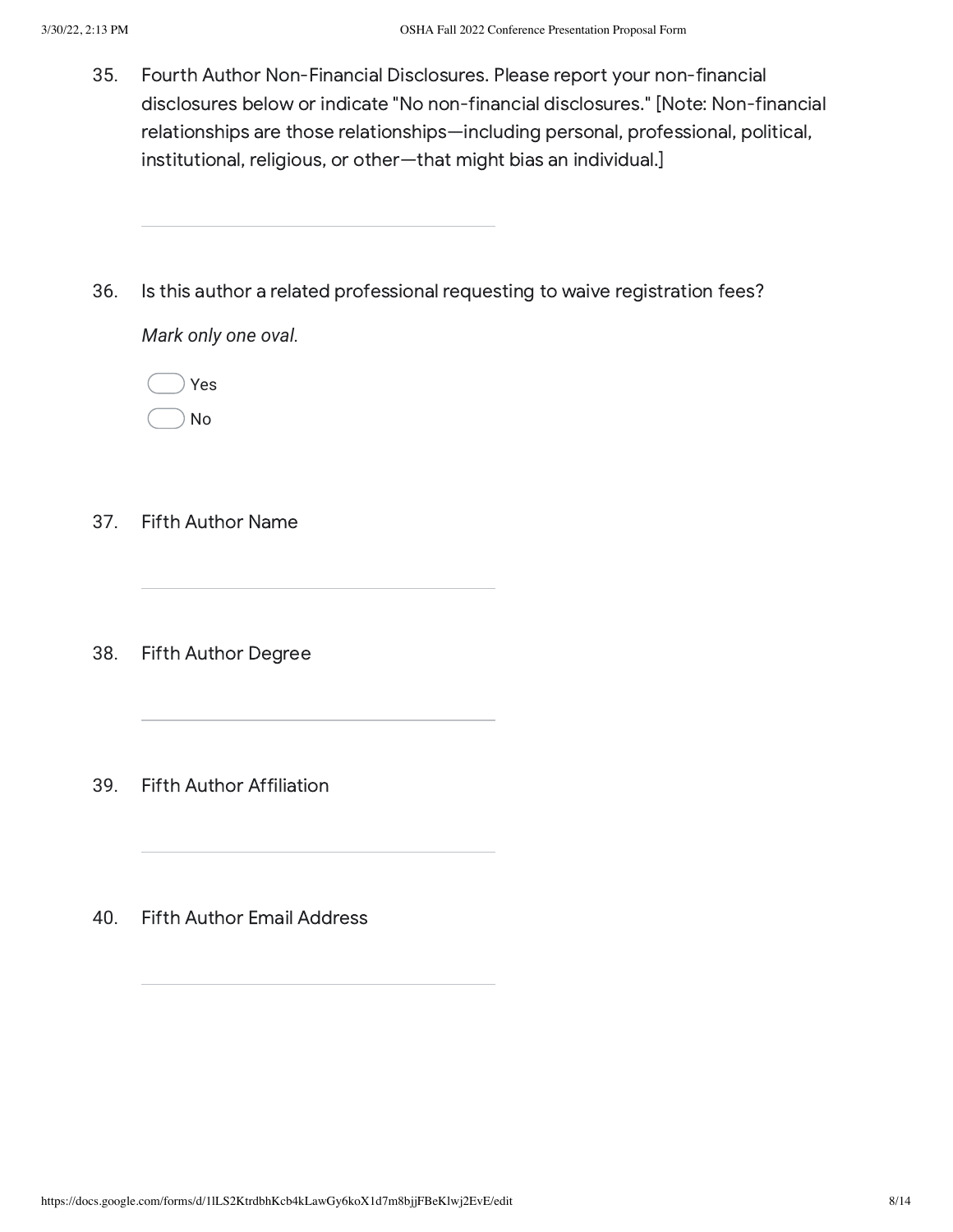35. Fourth Author Non-Financial Disclosures. Please report your non-financial disclosures below or indicate "No non-financial disclosures." [Note: Non-financial relationships are those relationships—including personal, professional, political, institutional, religious, or other—that might bias an individual.]

\_\_\_\_\_\_\_\_\_\_\_\_\_\_\_\_\_\_\_\_\_\_\_\_\_\_\_\_\_\_\_\_

36. Is this author a related professional requesting to waive registration fees?

    *Mark only one oval.*

    - ( ) Yes
    - ( ) No

37. Fifth Author Name

\_\_\_\_\_\_\_\_\_\_\_\_\_\_\_\_\_\_\_\_\_\_\_\_\_\_\_\_\_\_\_\_

38. Fifth Author Degree

\_\_\_\_\_\_\_\_\_\_\_\_\_\_\_\_\_\_\_\_\_\_\_\_\_\_\_\_\_\_\_\_

39. Fifth Author Affiliation

\_\_\_\_\_\_\_\_\_\_\_\_\_\_\_\_\_\_\_\_\_\_\_\_\_\_\_\_\_\_\_\_

40. Fifth Author Email Address

\_\_\_\_\_\_\_\_\_\_\_\_\_\_\_\_\_\_\_\_\_\_\_\_\_\_\_\_\_\_\_\_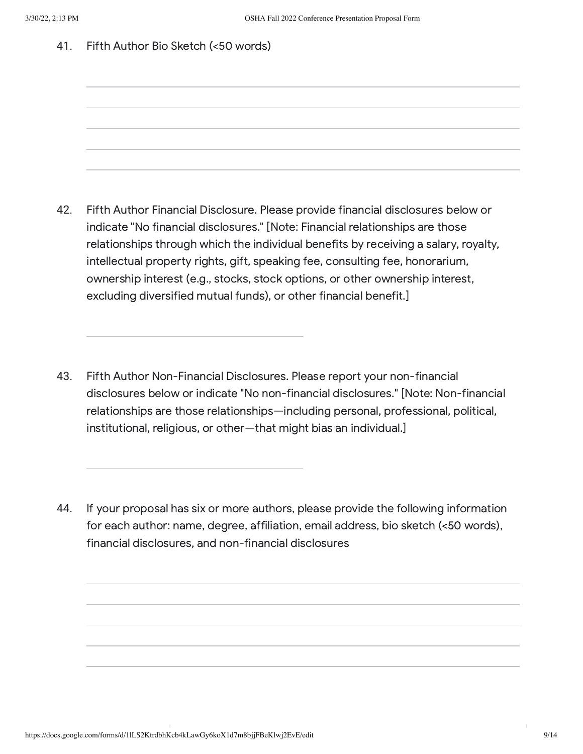41. Fifth Author Bio Sketch (<50 words)

42. Fifth Author Financial Disclosure. Please provide financial disclosures below or indicate "No financial disclosures." [Note: Financial relationships are those relationships through which the individual benefits by receiving a salary, royalty, intellectual property rights, gift, speaking fee, consulting fee, honorarium, ownership interest (e.g., stocks, stock options, or other ownership interest, excluding diversified mutual funds), or other financial benefit.]

43. Fifth Author Non-Financial Disclosures. Please report your non-financial disclosures below or indicate "No non-financial disclosures." [Note: Non-financial relationships are those relationships—including personal, professional, political, institutional, religious, or other—that might bias an individual.]

44. If your proposal has six or more authors, please provide the following information for each author: name, degree, affiliation, email address, bio sketch (<50 words), financial disclosures, and non-financial disclosures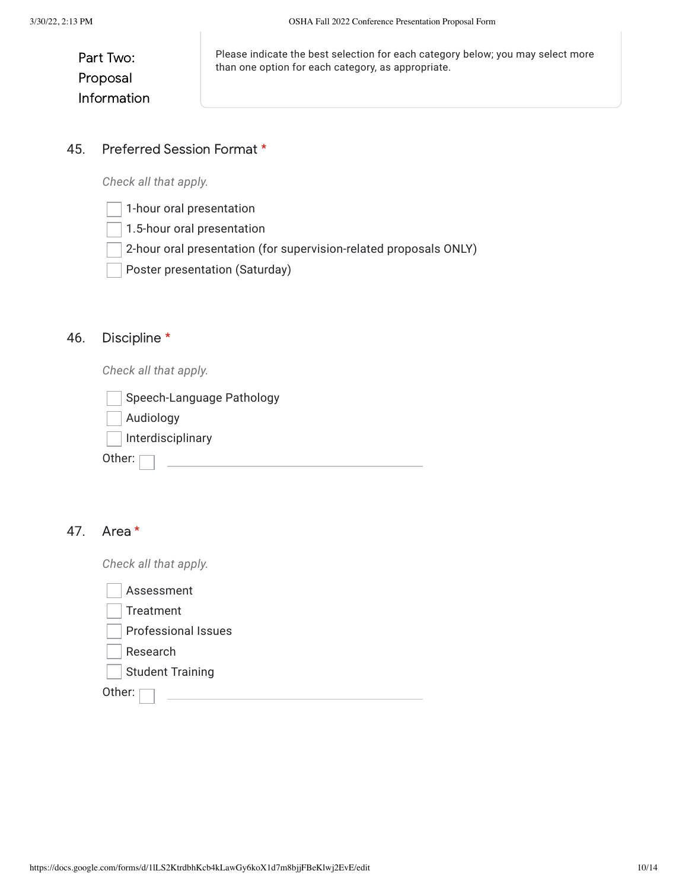## Part Two: Proposal Information

Please indicate the best selection for each category below; you may select more than one option for each category, as appropriate.

45. Preferred Session Format *

*Check all that apply.*

- [ ] 1-hour oral presentation
- [ ] 1.5-hour oral presentation
- [ ] 2-hour oral presentation (for supervision-related proposals ONLY)
- [ ] Poster presentation (Saturday)

46. Discipline *

*Check all that apply.*

- [ ] Speech-Language Pathology
- [ ] Audiology
- [ ] Interdisciplinary

Other: [ ] ______________________________

47. Area *

*Check all that apply.*

- [ ] Assessment
- [ ] Treatment
- [ ] Professional Issues
- [ ] Research
- [ ] Student Training

Other: [ ] ______________________________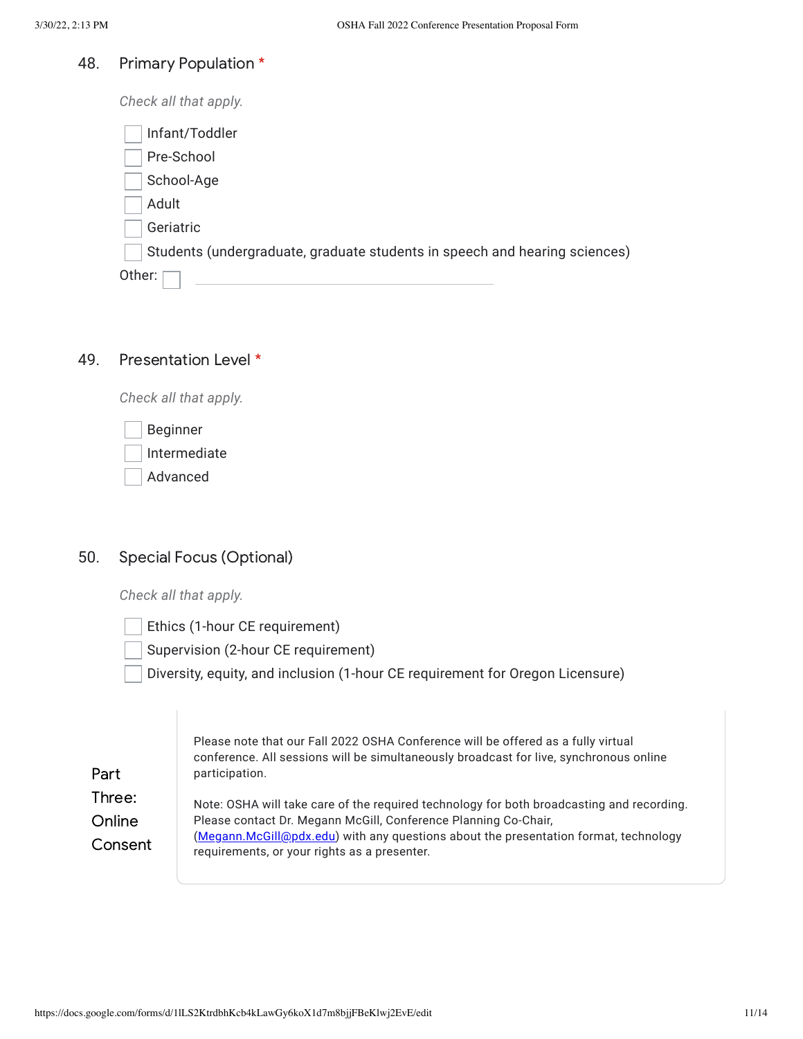## 48. Primary Population *

*Check all that apply.*

- [ ] Infant/Toddler
- [ ] Pre-School
- [ ] School-Age
- [ ] Adult
- [ ] Geriatric
- [ ] Students (undergraduate, graduate students in speech and hearing sciences)

Other: [ ] ______________________

## 49. Presentation Level *

*Check all that apply.*

- [ ] Beginner
- [ ] Intermediate
- [ ] Advanced

## 50. Special Focus (Optional)

*Check all that apply.*

- [ ] Ethics (1-hour CE requirement)
- [ ] Supervision (2-hour CE requirement)
- [ ] Diversity, equity, and inclusion (1-hour CE requirement for Oregon Licensure)

## Part Three: Online Consent

Please note that our Fall 2022 OSHA Conference will be offered as a fully virtual conference. All sessions will be simultaneously broadcast for live, synchronous online participation.

Note: OSHA will take care of the required technology for both broadcasting and recording. Please contact Dr. Megann McGill, Conference Planning Co-Chair, (Megann.McGill@pdx.edu) with any questions about the presentation format, technology requirements, or your rights as a presenter.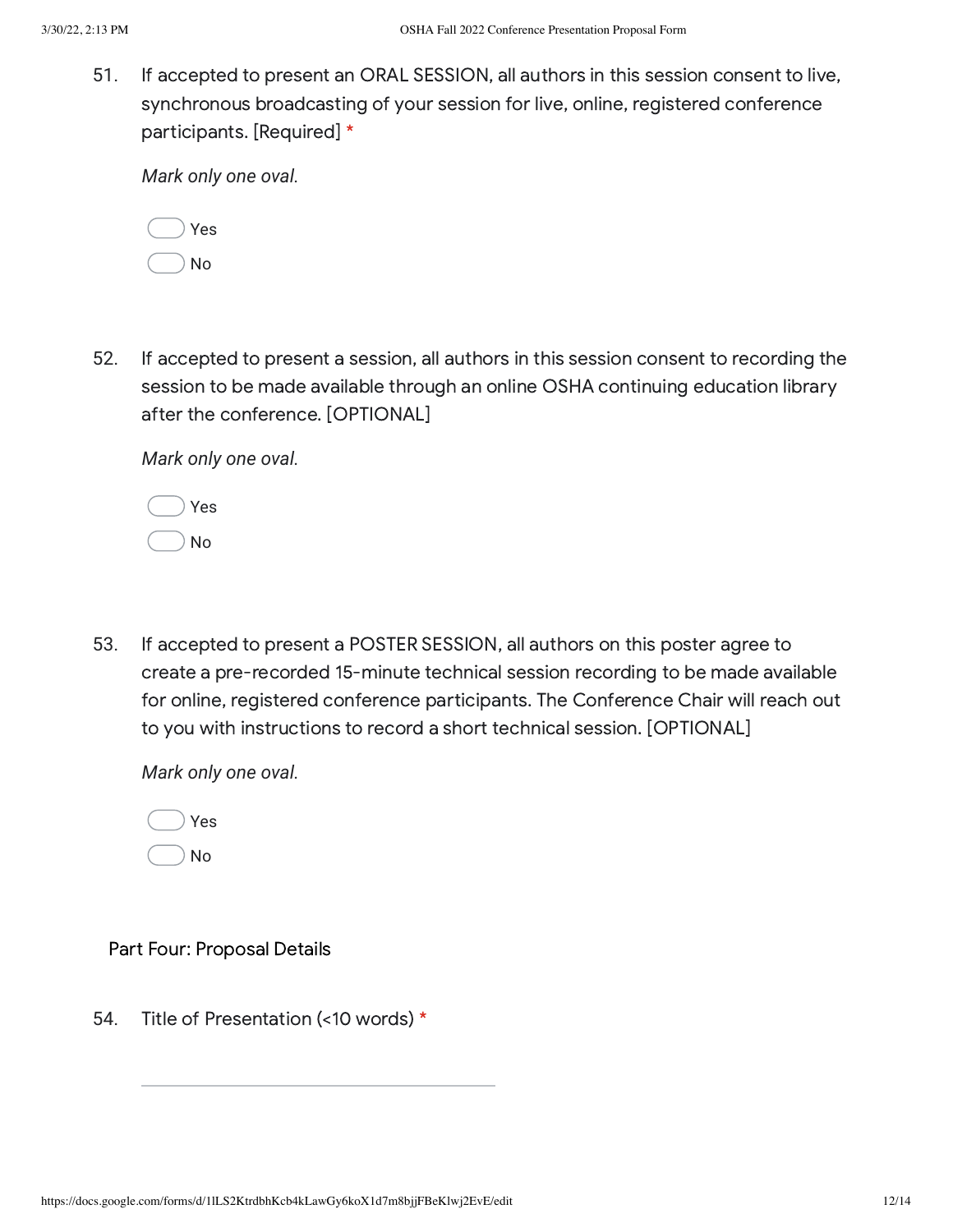51. If accepted to present an ORAL SESSION, all authors in this session consent to live, synchronous broadcasting of your session for live, online, registered conference participants. [Required] *

    *Mark only one oval.*

    - Yes
    - No

52. If accepted to present a session, all authors in this session consent to recording the session to be made available through an online OSHA continuing education library after the conference. [OPTIONAL]

    *Mark only one oval.*

    - Yes
    - No

53. If accepted to present a POSTER SESSION, all authors on this poster agree to create a pre-recorded 15-minute technical session recording to be made available for online, registered conference participants. The Conference Chair will reach out to you with instructions to record a short technical session. [OPTIONAL]

    *Mark only one oval.*

    - Yes
    - No

## Part Four: Proposal Details

54. Title of Presentation (<10 words) *

    ______________________________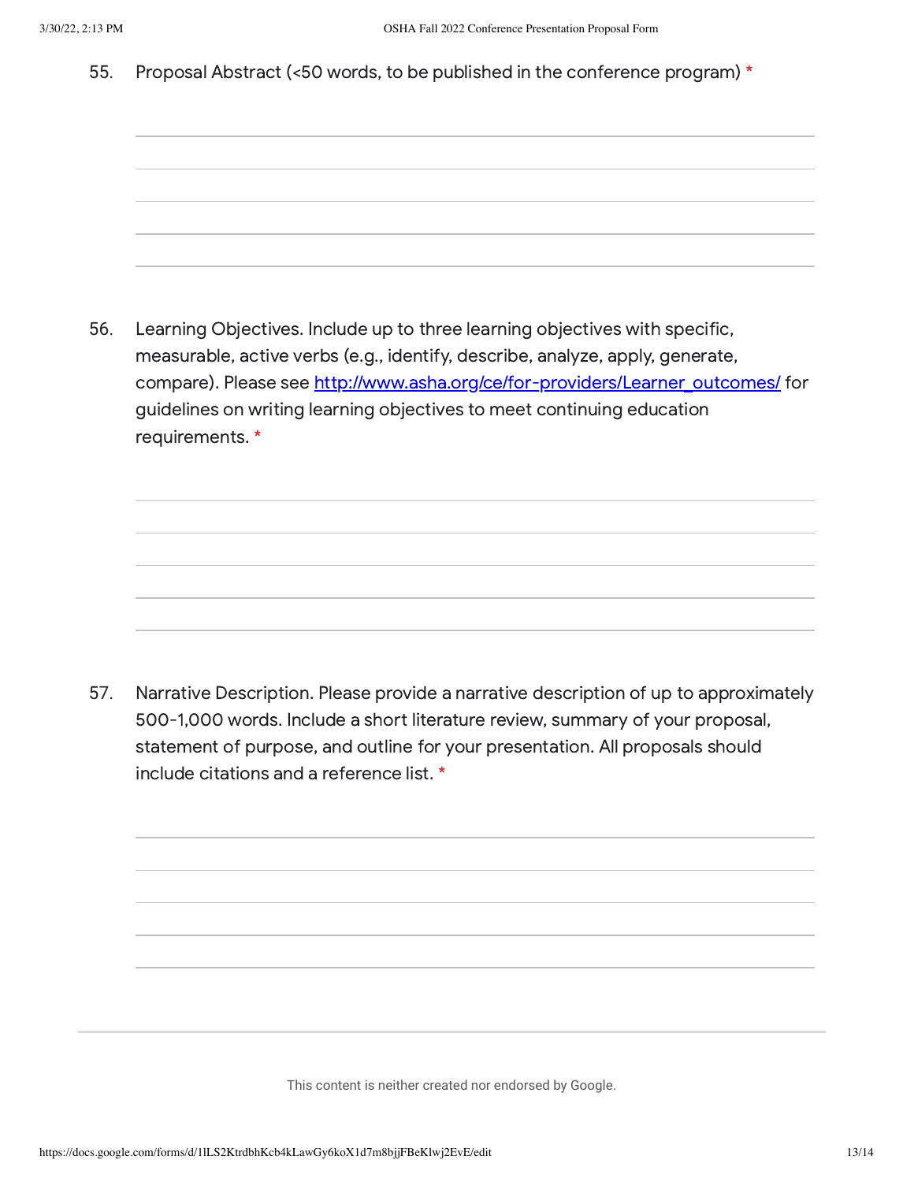55. Proposal Abstract (<50 words, to be published in the conference program) *

56. Learning Objectives. Include up to three learning objectives with specific, measurable, active verbs (e.g., identify, describe, analyze, apply, generate, compare). Please see [http://www.asha.org/ce/for-providers/Learner_outcomes/](http://www.asha.org/ce/for-providers/Learner_outcomes/) for guidelines on writing learning objectives to meet continuing education requirements. *

57. Narrative Description. Please provide a narrative description of up to approximately 500-1,000 words. Include a short literature review, summary of your proposal, statement of purpose, and outline for your presentation. All proposals should include citations and a reference list. *

This content is neither created nor endorsed by Google.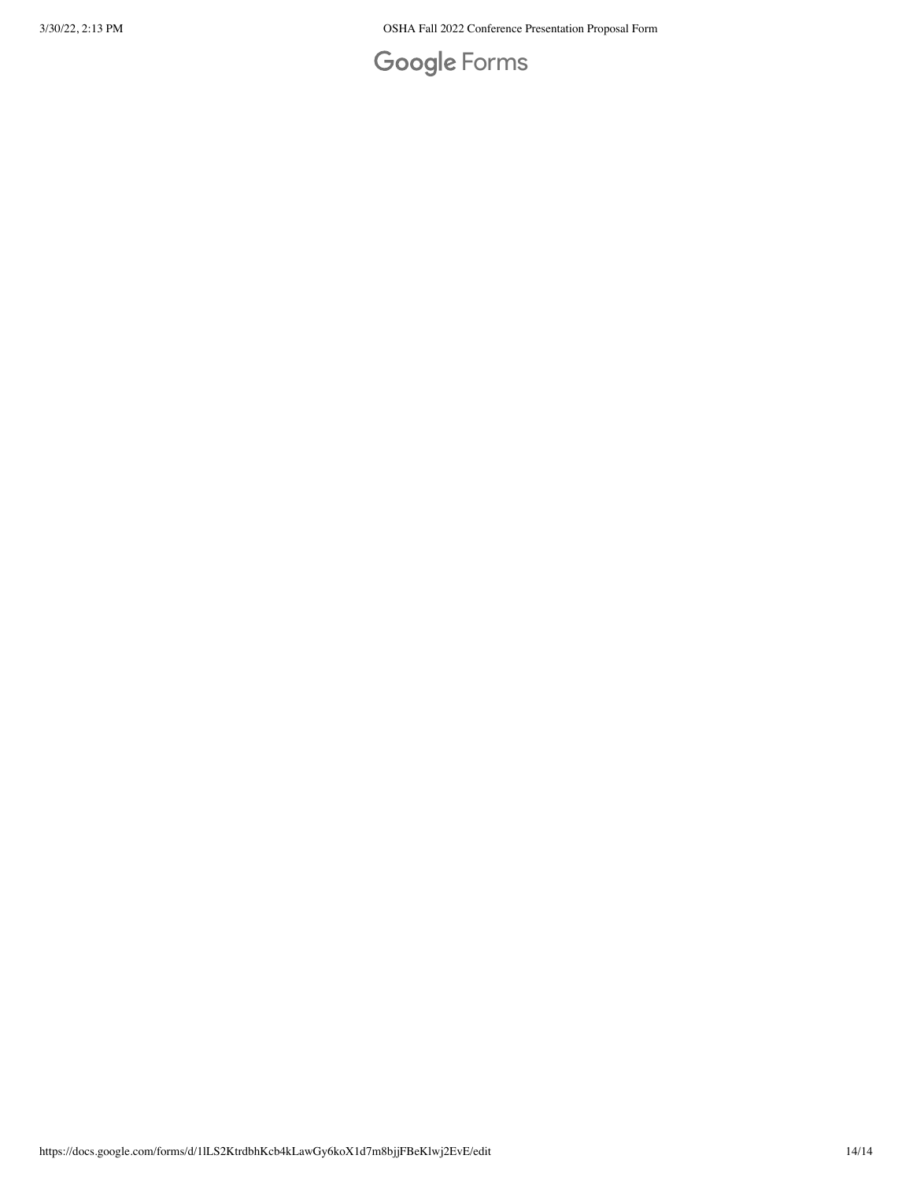Google Forms